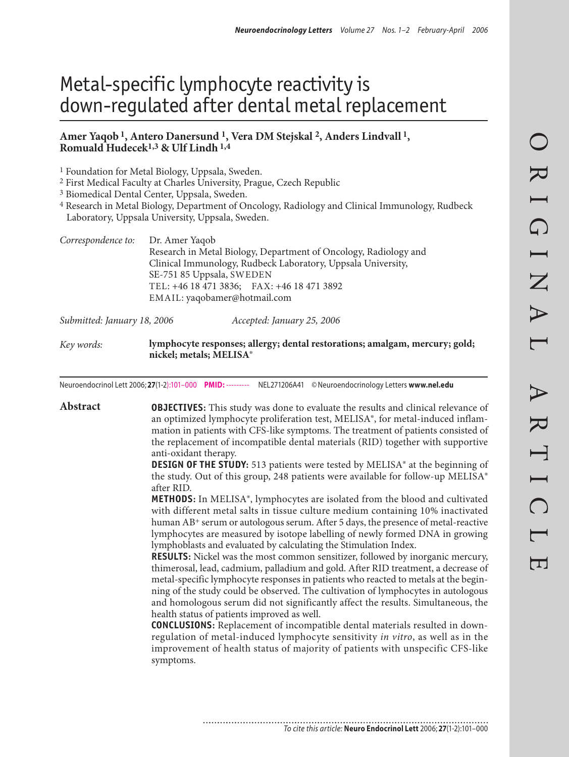# Metal-specific lymphocyte reactivity is down-regulated after dental metal replacement

**Amer Yaqob [1], Antero Danersund [1], Vera DM Stejskal [2], Anders Lindvall [1], Romuald Hudecek [1,3] & Ulf Lindh [1,4]**

[1] Foundation for Metal Biology, Uppsala, Sweden.
[2] First Medical Faculty at Charles University, Prague, Czech Republic
[3] Biomedical Dental Center, Uppsala, Sweden.
[4] Research in Metal Biology, Department of Oncology, Radiology and Clinical Immunology, Rudbeck Laboratory, Uppsala University, Uppsala, Sweden.

*Correspondence to:* Dr. Amer Yaqob
Research in Metal Biology, Department of Oncology, Radiology and Clinical Immunology, Rudbeck Laboratory, Uppsala University,
SE-751 85 Uppsala, SWEDEN
TEL: +46 18 471 3836; FAX: +46 18 471 3892
EMAIL: yaqobamer@hotmail.com

*Submitted: January 18, 2006* *Accepted: January 25, 2006*

*Key words:* **lymphocyte responses; allergy; dental restorations; amalgam, mercury; gold; nickel; metals; MELISA®**

## Abstract

**OBJECTIVES:** This study was done to evaluate the results and clinical relevance of an optimized lymphocyte proliferation test, MELISA®, for metal-induced inflammation in patients with CFS-like symptoms. The treatment of patients consisted of the replacement of incompatible dental materials (RID) together with supportive anti-oxidant therapy.

**DESIGN OF THE STUDY:** 513 patients were tested by MELISA® at the beginning of the study. Out of this group, 248 patients were available for follow-up MELISA® after RID.

**METHODS:** In MELISA®, lymphocytes are isolated from the blood and cultivated with different metal salts in tissue culture medium containing 10% inactivated human AB+ serum or autologous serum. After 5 days, the presence of metal-reactive lymphocytes are measured by isotope labelling of newly formed DNA in growing lymphoblasts and evaluated by calculating the Stimulation Index.

**RESULTS:** Nickel was the most common sensitizer, followed by inorganic mercury, thimerosal, lead, cadmium, palladium and gold. After RID treatment, a decrease of metal-specific lymphocyte responses in patients who reacted to metals at the beginning of the study could be observed. The cultivation of lymphocytes in autologous and homologous serum did not significantly affect the results. Simultaneous, the health status of patients improved as well.

**CONCLUSIONS:** Replacement of incompatible dental materials resulted in down-regulation of metal-induced lymphocyte sensitivity *in vitro*, as well as in the improvement of health status of majority of patients with unspecific CFS-like symptoms.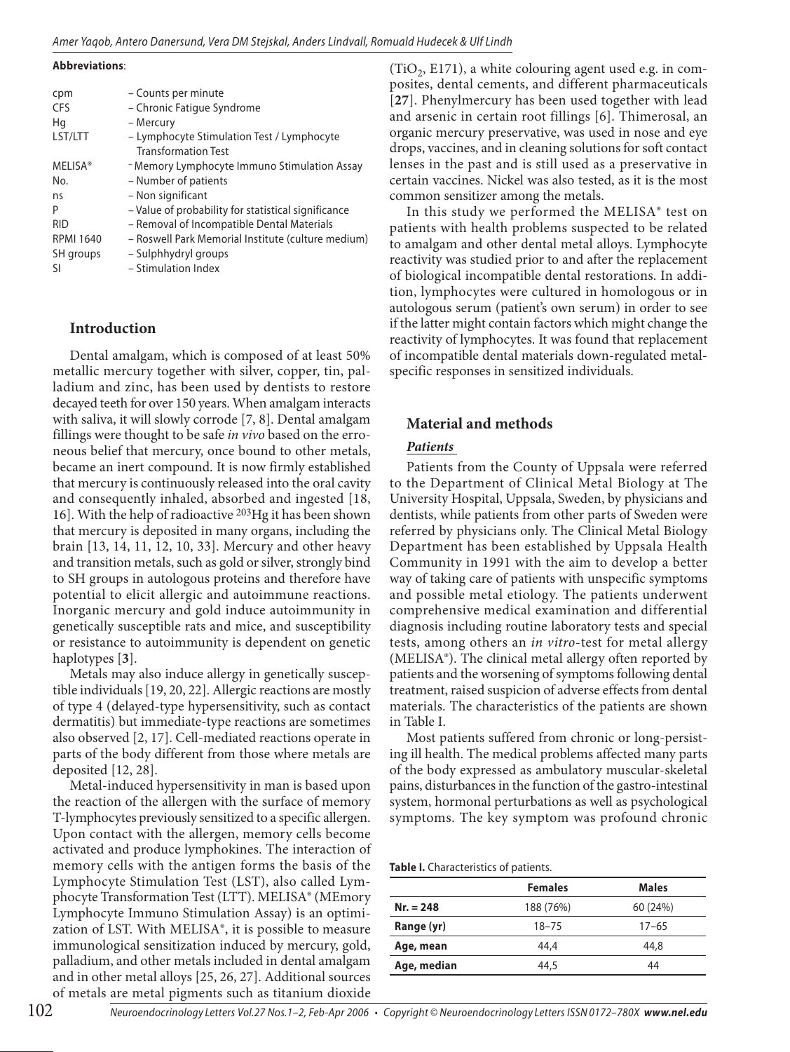**Abbreviations**:

| | |
|---|---|
| cpm | – Counts per minute |
| CFS | – Chronic Fatigue Syndrome |
| Hg | – Mercury |
| LST/LTT | – Lymphocyte Stimulation Test / Lymphocyte Transformation Test |
| MELISA® | – Memory Lymphocyte Immuno Stimulation Assay |
| No. | – Number of patients |
| ns | – Non significant |
| P | – Value of probability for statistical significance |
| RID | – Removal of Incompatible Dental Materials |
| RPMI 1640 | – Roswell Park Memorial Institute (culture medium) |
| SH groups | – Sulphhydryl groups |
| SI | – Stimulation Index |

## Introduction

Dental amalgam, which is composed of at least 50% metallic mercury together with silver, copper, tin, palladium and zinc, has been used by dentists to restore decayed teeth for over 150 years. When amalgam interacts with saliva, it will slowly corrode [7, 8]. Dental amalgam fillings were thought to be safe *in vivo* based on the erroneous belief that mercury, once bound to other metals, became an inert compound. It is now firmly established that mercury is continuously released into the oral cavity and consequently inhaled, absorbed and ingested [18, 16]. With the help of radioactive $^{203}$Hg it has been shown that mercury is deposited in many organs, including the brain [13, 14, 11, 12, 10, 33]. Mercury and other heavy and transition metals, such as gold or silver, strongly bind to SH groups in autologous proteins and therefore have potential to elicit allergic and autoimmune reactions. Inorganic mercury and gold induce autoimmunity in genetically susceptible rats and mice, and susceptibility or resistance to autoimmunity is dependent on genetic haplotypes [**3**].

Metals may also induce allergy in genetically susceptible individuals [19, 20, 22]. Allergic reactions are mostly of type 4 (delayed-type hypersensitivity, such as contact dermatitis) but immediate-type reactions are sometimes also observed [2, 17]. Cell-mediated reactions operate in parts of the body different from those where metals are deposited [12, 28].

Metal-induced hypersensitivity in man is based upon the reaction of the allergen with the surface of memory T-lymphocytes previously sensitized to a specific allergen. Upon contact with the allergen, memory cells become activated and produce lymphokines. The interaction of memory cells with the antigen forms the basis of the Lymphocyte Stimulation Test (LST), also called Lymphocyte Transformation Test (LTT). MELISA® (MEmory Lymphocyte Immuno Stimulation Assay) is an optimization of LST. With MELISA®, it is possible to measure immunological sensitization induced by mercury, gold, palladium, and other metals included in dental amalgam and in other metal alloys [25, 26, 27]. Additional sources of metals are metal pigments such as titanium dioxide ($TiO_2$, E171), a white colouring agent used e.g. in composites, dental cements, and different pharmaceuticals [**27**]. Phenylmercury has been used together with lead and arsenic in certain root fillings [6]. Thimerosal, an organic mercury preservative, was used in nose and eye drops, vaccines, and in cleaning solutions for soft contact lenses in the past and is still used as a preservative in certain vaccines. Nickel was also tested, as it is the most common sensitizer among the metals.

In this study we performed the MELISA® test on patients with health problems suspected to be related to amalgam and other dental metal alloys. Lymphocyte reactivity was studied prior to and after the replacement of biological incompatible dental restorations. In addition, lymphocytes were cultured in homologous or in autologous serum (patient's own serum) in order to see if the latter might contain factors which might change the reactivity of lymphocytes. It was found that replacement of incompatible dental materials down-regulated metal-specific responses in sensitized individuals.

## Material and methods

### *Patients*

Patients from the County of Uppsala were referred to the Department of Clinical Metal Biology at The University Hospital, Uppsala, Sweden, by physicians and dentists, while patients from other parts of Sweden were referred by physicians only. The Clinical Metal Biology Department has been established by Uppsala Health Community in 1991 with the aim to develop a better way of taking care of patients with unspecific symptoms and possible metal etiology. The patients underwent comprehensive medical examination and differential diagnosis including routine laboratory tests and special tests, among others an *in vitro*-test for metal allergy (MELISA®). The clinical metal allergy often reported by patients and the worsening of symptoms following dental treatment, raised suspicion of adverse effects from dental materials. The characteristics of the patients are shown in Table I.

Most patients suffered from chronic or long-persisting ill health. The medical problems affected many parts of the body expressed as ambulatory muscular-skeletal pains, disturbances in the function of the gastro-intestinal system, hormonal perturbations as well as psychological symptoms. The key symptom was profound chronic

**Table I.** Characteristics of patients.

| | Females | Males |
|---|---|---|
| **Nr. = 248** | 188 (76%) | 60 (24%) |
| **Range (yr)** | 18–75 | 17–65 |
| **Age, mean** | 44,4 | 44,8 |
| **Age, median** | 44,5 | 44 |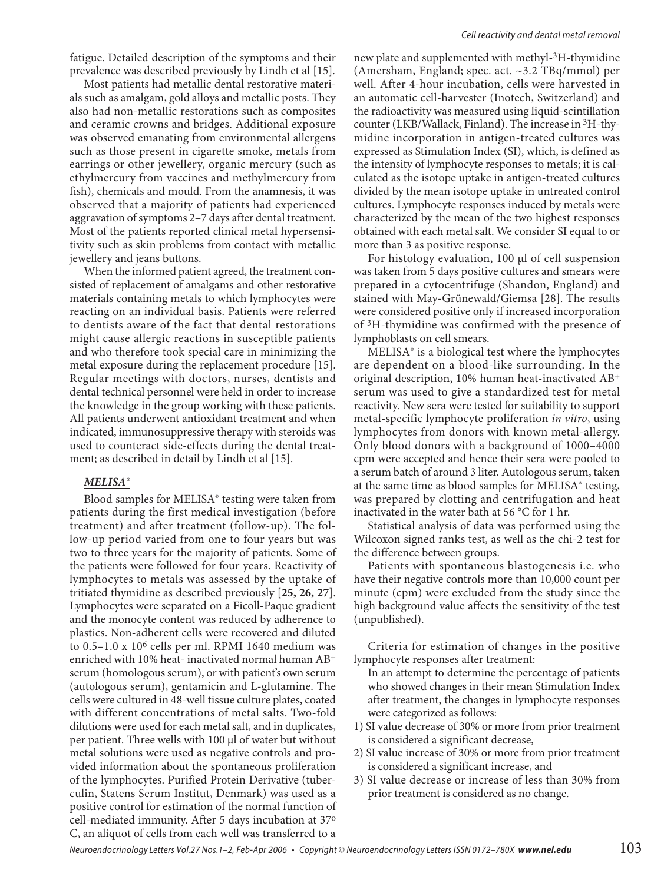fatigue. Detailed description of the symptoms and their prevalence was described previously by Lindh et al [15].

Most patients had metallic dental restorative materials such as amalgam, gold alloys and metallic posts. They also had non-metallic restorations such as composites and ceramic crowns and bridges. Additional exposure was observed emanating from environmental allergens such as those present in cigarette smoke, metals from earrings or other jewellery, organic mercury (such as ethylmercury from vaccines and methylmercury from fish), chemicals and mould. From the anamnesis, it was observed that a majority of patients had experienced aggravation of symptoms 2–7 days after dental treatment. Most of the patients reported clinical metal hypersensitivity such as skin problems from contact with metallic jewellery and jeans buttons.

When the informed patient agreed, the treatment consisted of replacement of amalgams and other restorative materials containing metals to which lymphocytes were reacting on an individual basis. Patients were referred to dentists aware of the fact that dental restorations might cause allergic reactions in susceptible patients and who therefore took special care in minimizing the metal exposure during the replacement procedure [15]. Regular meetings with doctors, nurses, dentists and dental technical personnel were held in order to increase the knowledge in the group working with these patients. All patients underwent antioxidant treatment and when indicated, immunosuppressive therapy with steroids was used to counteract side-effects during the dental treatment; as described in detail by Lindh et al [15].

### *MELISA®*

Blood samples for MELISA® testing were taken from patients during the first medical investigation (before treatment) and after treatment (follow-up). The follow-up period varied from one to four years but was two to three years for the majority of patients. Some of the patients were followed for four years. Reactivity of lymphocytes to metals was assessed by the uptake of tritiated thymidine as described previously [**25, 26, 27**]. Lymphocytes were separated on a Ficoll-Paque gradient and the monocyte content was reduced by adherence to plastics. Non-adherent cells were recovered and diluted to 0.5–1.0 x $10^6$ cells per ml. RPMI 1640 medium was enriched with 10% heat- inactivated normal human AB+ serum (homologous serum), or with patient's own serum (autologous serum), gentamicin and L-glutamine. The cells were cultured in 48-well tissue culture plates, coated with different concentrations of metal salts. Two-fold dilutions were used for each metal salt, and in duplicates, per patient. Three wells with 100 µl of water but without metal solutions were used as negative controls and provided information about the spontaneous proliferation of the lymphocytes. Purified Protein Derivative (tuberculin, Statens Serum Institut, Denmark) was used as a positive control for estimation of the normal function of cell-mediated immunity. After 5 days incubation at 37°C, an aliquot of cells from each well was transferred to a new plate and supplemented with methyl-$^3$H-thymidine (Amersham, England; spec. act. ~3.2 TBq/mmol) per well. After 4-hour incubation, cells were harvested in an automatic cell-harvester (Inotech, Switzerland) and the radioactivity was measured using liquid-scintillation counter (LKB/Wallack, Finland). The increase in $^3$H-thymidine incorporation in antigen-treated cultures was expressed as Stimulation Index (SI), which, is defined as the intensity of lymphocyte responses to metals; it is calculated as the isotope uptake in antigen-treated cultures divided by the mean isotope uptake in untreated control cultures. Lymphocyte responses induced by metals were characterized by the mean of the two highest responses obtained with each metal salt. We consider SI equal to or more than 3 as positive response.

For histology evaluation, 100 µl of cell suspension was taken from 5 days positive cultures and smears were prepared in a cytocentrifuge (Shandon, England) and stained with May-Grünewald/Giemsa [28]. The results were considered positive only if increased incorporation of $^3$H-thymidine was confirmed with the presence of lymphoblasts on cell smears.

MELISA® is a biological test where the lymphocytes are dependent on a blood-like surrounding. In the original description, 10% human heat-inactivated AB+ serum was used to give a standardized test for metal reactivity. New sera were tested for suitability to support metal-specific lymphocyte proliferation *in vitro*, using lymphocytes from donors with known metal-allergy. Only blood donors with a background of 1000–4000 cpm were accepted and hence their sera were pooled to a serum batch of around 3 liter. Autologous serum, taken at the same time as blood samples for MELISA® testing, was prepared by clotting and centrifugation and heat inactivated in the water bath at 56 °C for 1 hr.

Statistical analysis of data was performed using the Wilcoxon signed ranks test, as well as the chi-2 test for the difference between groups.

Patients with spontaneous blastogenesis i.e. who have their negative controls more than 10,000 count per minute (cpm) were excluded from the study since the high background value affects the sensitivity of the test (unpublished).

Criteria for estimation of changes in the positive lymphocyte responses after treatment:

In an attempt to determine the percentage of patients who showed changes in their mean Stimulation Index after treatment, the changes in lymphocyte responses were categorized as follows:

1) SI value decrease of 30% or more from prior treatment is considered a significant decrease,
2) SI value increase of 30% or more from prior treatment is considered a significant increase, and
3) SI value decrease or increase of less than 30% from prior treatment is considered as no change.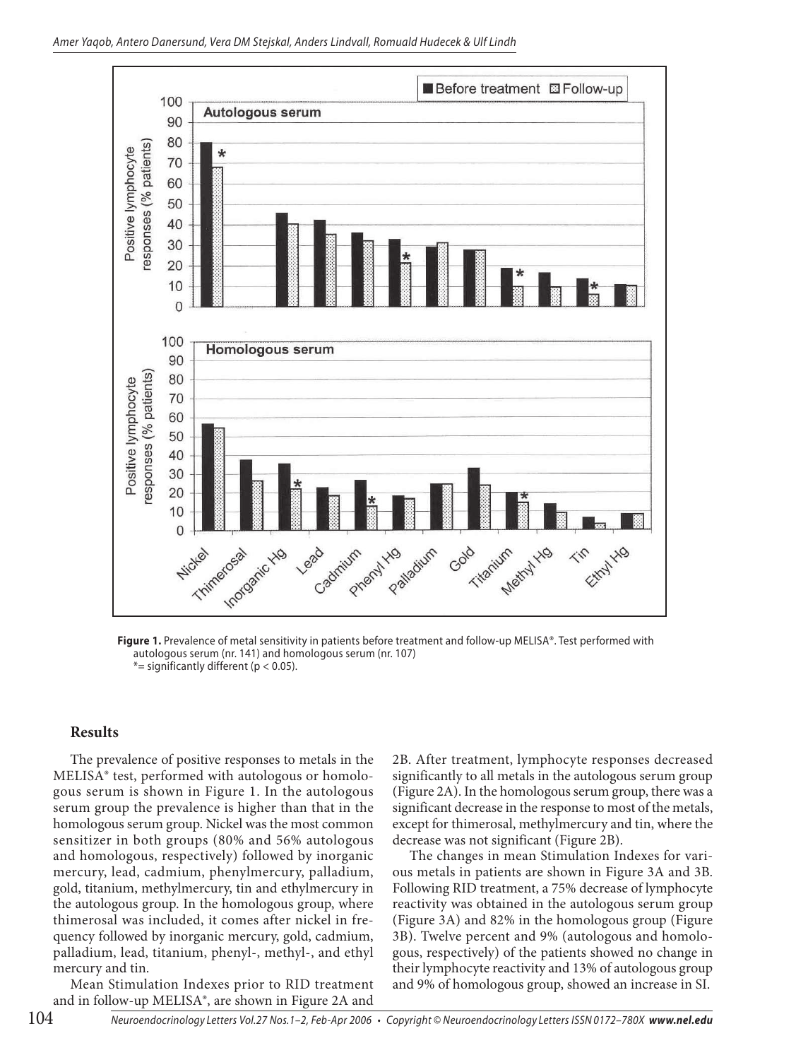**Figure 1.** Prevalence of metal sensitivity in patients before treatment and follow-up MELISA®. Test performed with autologous serum (nr. 141) and homologous serum (nr. 107)
*= significantly different ($p < 0.05$).

## Results

The prevalence of positive responses to metals in the MELISA® test, performed with autologous or homologous serum is shown in Figure 1. In the autologous serum group the prevalence is higher than that in the homologous serum group. Nickel was the most common sensitizer in both groups (80% and 56% autologous and homologous, respectively) followed by inorganic mercury, lead, cadmium, phenylmercury, palladium, gold, titanium, methylmercury, tin and ethylmercury in the autologous group. In the homologous group, where thimerosal was included, it comes after nickel in frequency followed by inorganic mercury, gold, cadmium, palladium, lead, titanium, phenyl-, methyl-, and ethyl mercury and tin.

Mean Stimulation Indexes prior to RID treatment and in follow-up MELISA®, are shown in Figure 2A and 2B. After treatment, lymphocyte responses decreased significantly to all metals in the autologous serum group (Figure 2A). In the homologous serum group, there was a significant decrease in the response to most of the metals, except for thimerosal, methylmercury and tin, where the decrease was not significant (Figure 2B).

The changes in mean Stimulation Indexes for various metals in patients are shown in Figure 3A and 3B. Following RID treatment, a 75% decrease of lymphocyte reactivity was obtained in the autologous serum group (Figure 3A) and 82% in the homologous group (Figure 3B). Twelve percent and 9% (autologous and homologous, respectively) of the patients showed no change in their lymphocyte reactivity and 13% of autologous group and 9% of homologous group, showed an increase in SI.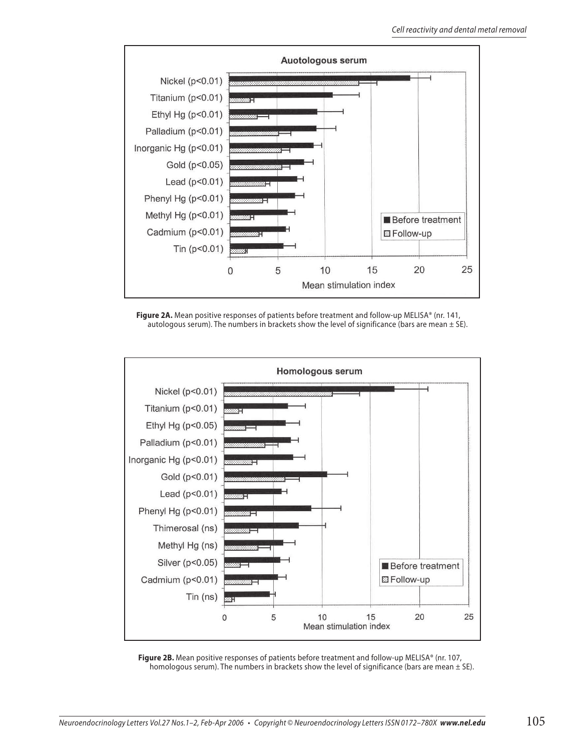**Auotologous serum**

**Figure 2A.** Mean positive responses of patients before treatment and follow-up MELISA® (nr. 141, autologous serum). The numbers in brackets show the level of significance (bars are mean ± SE).

**Homologous serum**

**Figure 2B.** Mean positive responses of patients before treatment and follow-up MELISA® (nr. 107, homologous serum). The numbers in brackets show the level of significance (bars are mean ± SE).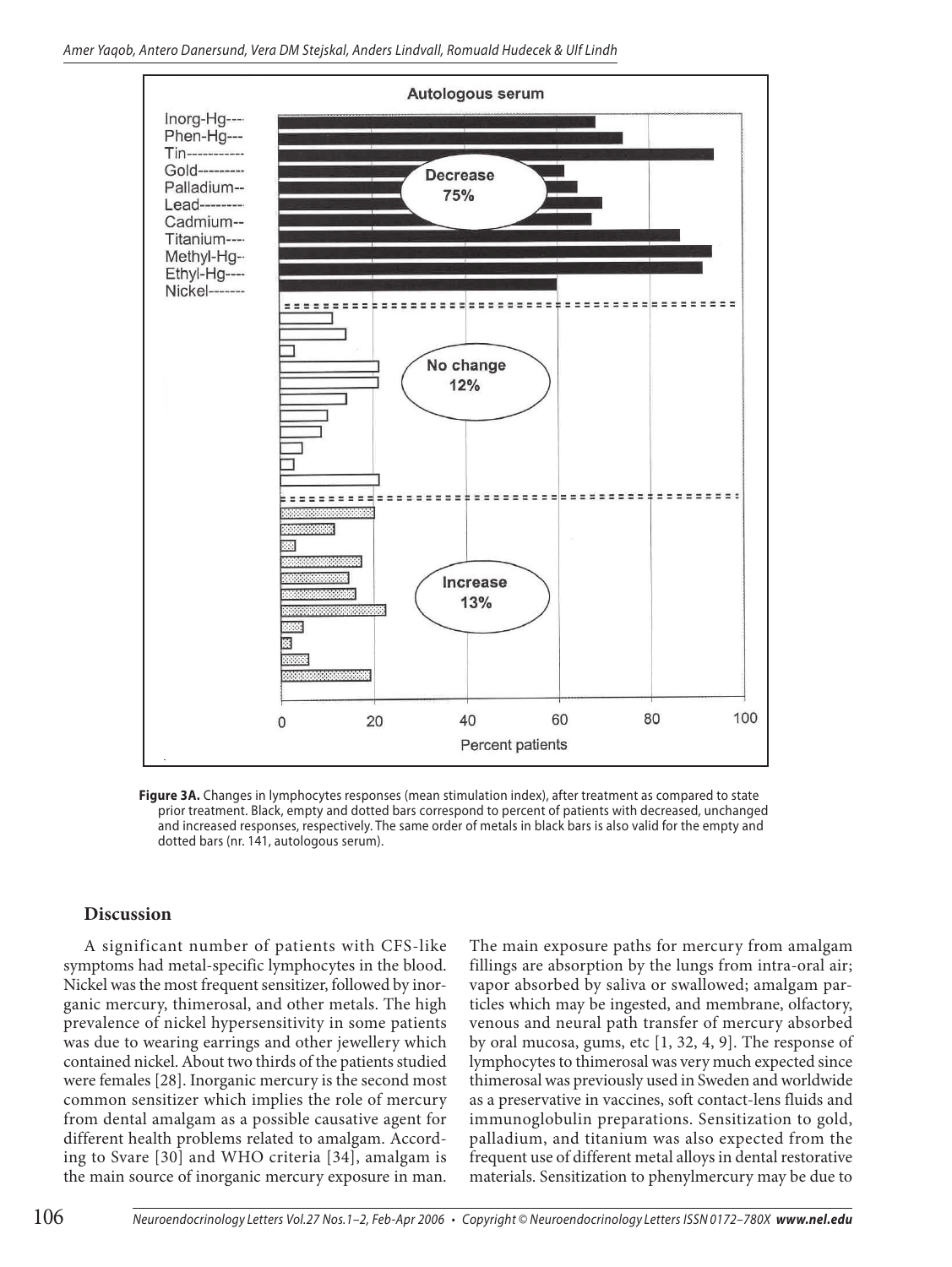**Figure 3A.** Changes in lymphocytes responses (mean stimulation index), after treatment as compared to state prior treatment. Black, empty and dotted bars correspond to percent of patients with decreased, unchanged and increased responses, respectively. The same order of metals in black bars is also valid for the empty and dotted bars (nr. 141, autologous serum).

## Discussion

A significant number of patients with CFS-like symptoms had metal-specific lymphocytes in the blood. Nickel was the most frequent sensitizer, followed by inorganic mercury, thimerosal, and other metals. The high prevalence of nickel hypersensitivity in some patients was due to wearing earrings and other jewellery which contained nickel. About two thirds of the patients studied were females [28]. Inorganic mercury is the second most common sensitizer which implies the role of mercury from dental amalgam as a possible causative agent for different health problems related to amalgam. According to Svare [30] and WHO criteria [34], amalgam is the main source of inorganic mercury exposure in man. The main exposure paths for mercury from amalgam fillings are absorption by the lungs from intra-oral air; vapor absorbed by saliva or swallowed; amalgam particles which may be ingested, and membrane, olfactory, venous and neural path transfer of mercury absorbed by oral mucosa, gums, etc [1, 32, 4, 9]. The response of lymphocytes to thimerosal was very much expected since thimerosal was previously used in Sweden and worldwide as a preservative in vaccines, soft contact-lens fluids and immunoglobulin preparations. Sensitization to gold, palladium, and titanium was also expected from the frequent use of different metal alloys in dental restorative materials. Sensitization to phenylmercury may be due to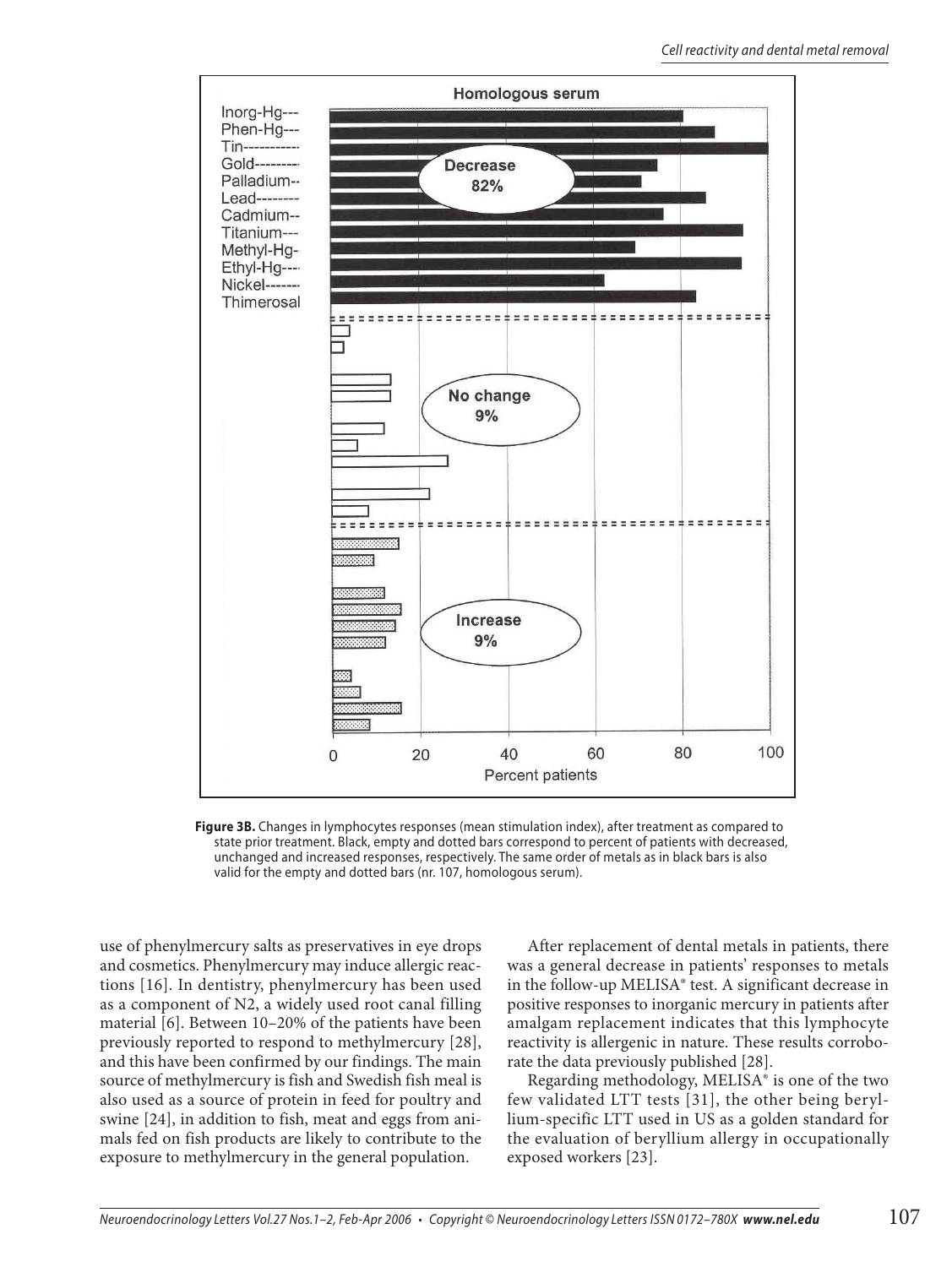**Figure 3B.** Changes in lymphocytes responses (mean stimulation index), after treatment as compared to state prior treatment. Black, empty and dotted bars correspond to percent of patients with decreased, unchanged and increased responses, respectively. The same order of metals as in black bars is also valid for the empty and dotted bars (nr. 107, homologous serum).

use of phenylmercury salts as preservatives in eye drops and cosmetics. Phenylmercury may induce allergic reactions [16]. In dentistry, phenylmercury has been used as a component of N2, a widely used root canal filling material [6]. Between 10–20% of the patients have been previously reported to respond to methylmercury [28], and this have been confirmed by our findings. The main source of methylmercury is fish and Swedish fish meal is also used as a source of protein in feed for poultry and swine [24], in addition to fish, meat and eggs from animals fed on fish products are likely to contribute to the exposure to methylmercury in the general population.

After replacement of dental metals in patients, there was a general decrease in patients' responses to metals in the follow-up MELISA® test. A significant decrease in positive responses to inorganic mercury in patients after amalgam replacement indicates that this lymphocyte reactivity is allergenic in nature. These results corroborate the data previously published [28].

Regarding methodology, MELISA® is one of the two few validated LTT tests [31], the other being beryllium-specific LTT used in US as a golden standard for the evaluation of beryllium allergy in occupationally exposed workers [23].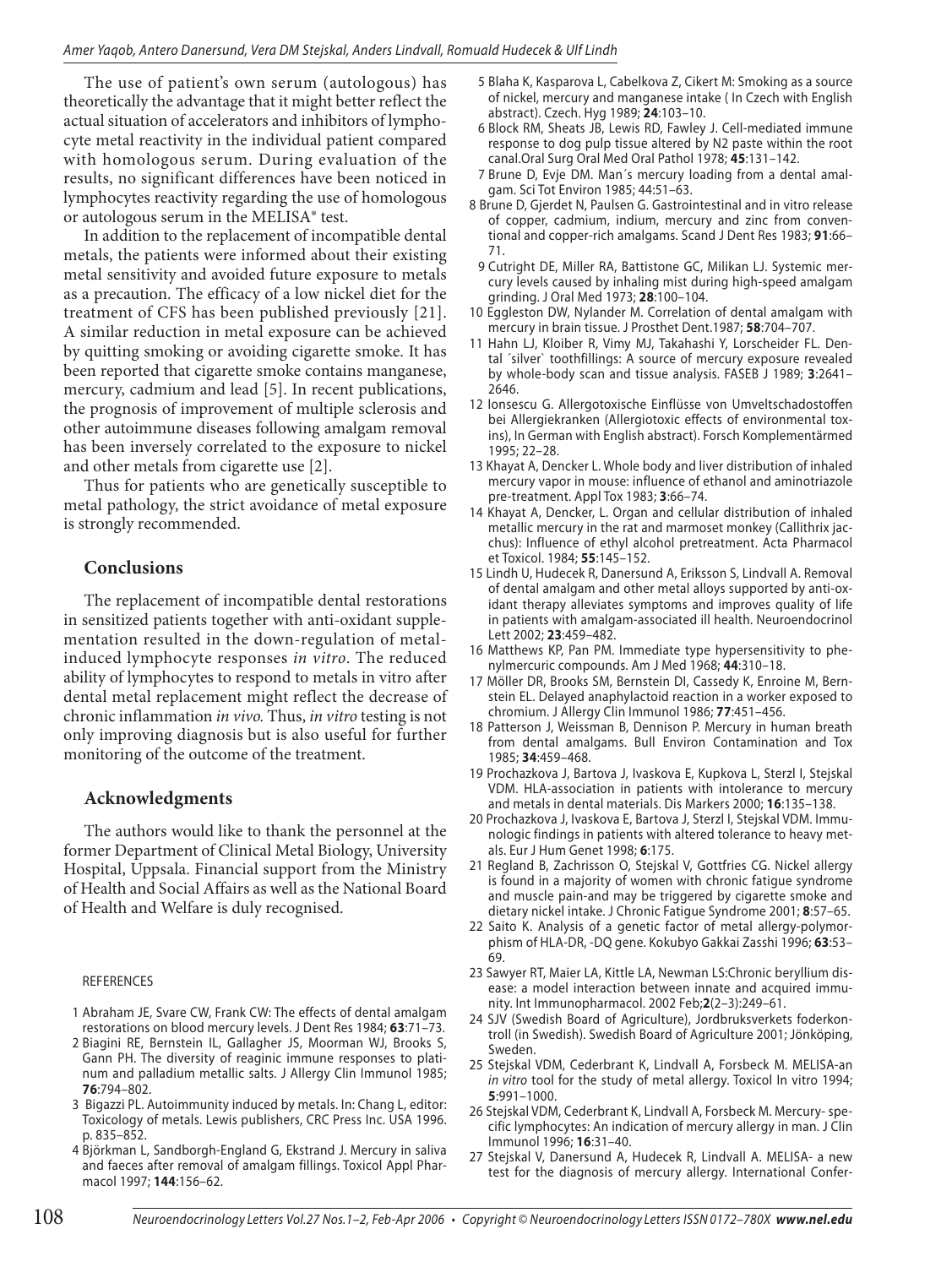The use of patient's own serum (autologous) has theoretically the advantage that it might better reflect the actual situation of accelerators and inhibitors of lymphocyte metal reactivity in the individual patient compared with homologous serum. During evaluation of the results, no significant differences have been noticed in lymphocytes reactivity regarding the use of homologous or autologous serum in the MELISA® test.

In addition to the replacement of incompatible dental metals, the patients were informed about their existing metal sensitivity and avoided future exposure to metals as a precaution. The efficacy of a low nickel diet for the treatment of CFS has been published previously [21]. A similar reduction in metal exposure can be achieved by quitting smoking or avoiding cigarette smoke. It has been reported that cigarette smoke contains manganese, mercury, cadmium and lead [5]. In recent publications, the prognosis of improvement of multiple sclerosis and other autoimmune diseases following amalgam removal has been inversely correlated to the exposure to nickel and other metals from cigarette use [2].

Thus for patients who are genetically susceptible to metal pathology, the strict avoidance of metal exposure is strongly recommended.

## Conclusions

The replacement of incompatible dental restorations in sensitized patients together with anti-oxidant supplementation resulted in the down-regulation of metal-induced lymphocyte responses *in vitro*. The reduced ability of lymphocytes to respond to metals in vitro after dental metal replacement might reflect the decrease of chronic inflammation *in vivo.* Thus, *in vitro* testing is not only improving diagnosis but is also useful for further monitoring of the outcome of the treatment.

## Acknowledgments

The authors would like to thank the personnel at the former Department of Clinical Metal Biology, University Hospital, Uppsala. Financial support from the Ministry of Health and Social Affairs as well as the National Board of Health and Welfare is duly recognised.

REFERENCES

1 Abraham JE, Svare CW, Frank CW: The effects of dental amalgam restorations on blood mercury levels. J Dent Res 1984; **63**:71–73.

2 Biagini RE, Bernstein IL, Gallagher JS, Moorman WJ, Brooks S, Gann PH. The diversity of reaginic immune responses to platinum and palladium metallic salts. J Allergy Clin Immunol 1985; **76**:794–802.

3 Bigazzi PL. Autoimmunity induced by metals. In: Chang L, editor: Toxicology of metals. Lewis publishers, CRC Press Inc. USA 1996. p. 835–852.

4 Björkman L, Sandborgh-England G, Ekstrand J. Mercury in saliva and faeces after removal of amalgam fillings. Toxicol Appl Pharmacol 1997; **144**:156–62.

5 Blaha K, Kasparova L, Cabelkova Z, Cikert M: Smoking as a source of nickel, mercury and manganese intake ( In Czech with English abstract). Czech. Hyg 1989; **24**:103–10.

6 Block RM, Sheats JB, Lewis RD, Fawley J. Cell-mediated immune response to dog pulp tissue altered by N2 paste within the root canal.Oral Surg Oral Med Oral Pathol 1978; **45**:131–142.

7 Brune D, Evje DM. Man´s mercury loading from a dental amalgam. Sci Tot Environ 1985; 44:51–63.

8 Brune D, Gjerdet N, Paulsen G. Gastrointestinal and in vitro release of copper, cadmium, indium, mercury and zinc from conventional and copper-rich amalgams. Scand J Dent Res 1983; **91**:66–71.

9 Cutright DE, Miller RA, Battistone GC, Milikan LJ. Systemic mercury levels caused by inhaling mist during high-speed amalgam grinding. J Oral Med 1973; **28**:100–104.

10 Eggleston DW, Nylander M. Correlation of dental amalgam with mercury in brain tissue. J Prosthet Dent.1987; **58**:704–707.

11 Hahn LJ, Kloiber R, Vimy MJ, Takahashi Y, Lorscheider FL. Dental ´silver` toothfillings: A source of mercury exposure revealed by whole-body scan and tissue analysis. FASEB J 1989; **3**:2641–2646.

12 Ionsescu G. Allergotoxische Einflüsse von Umweltschadostoffen bei Allergiekranken (Allergiotoxic effects of environmental toxins), In German with English abstract). Forsch Komplementärmed 1995; 22–28.

13 Khayat A, Dencker L. Whole body and liver distribution of inhaled mercury vapor in mouse: influence of ethanol and aminotriazole pre-treatment. Appl Tox 1983; **3**:66–74.

14 Khayat A, Dencker, L. Organ and cellular distribution of inhaled metallic mercury in the rat and marmoset monkey (Callithrix jacchus): Influence of ethyl alcohol pretreatment. Acta Pharmacol et Toxicol. 1984; **55**:145–152.

15 Lindh U, Hudecek R, Danersund A, Eriksson S, Lindvall A. Removal of dental amalgam and other metal alloys supported by anti-oxidant therapy alleviates symptoms and improves quality of life in patients with amalgam-associated ill health. Neuroendocrinol Lett 2002; **23**:459–482.

16 Matthews KP, Pan PM. Immediate type hypersensitivity to phenylmercuric compounds. Am J Med 1968; **44**:310–18.

17 Möller DR, Brooks SM, Bernstein DI, Cassedy K, Enroine M, Bernstein EL. Delayed anaphylactoid reaction in a worker exposed to chromium. J Allergy Clin Immunol 1986; **77**:451–456.

18 Patterson J, Weissman B, Dennison P. Mercury in human breath from dental amalgams. Bull Environ Contamination and Tox 1985; **34**:459–468.

19 Prochazkova J, Bartova J, Ivaskova E, Kupkova L, Sterzl I, Stejskal VDM. HLA-association in patients with intolerance to mercury and metals in dental materials. Dis Markers 2000; **16**:135–138.

20 Prochazkova J, Ivaskova E, Bartova J, Sterzl I, Stejskal VDM. Immunologic findings in patients with altered tolerance to heavy metals. Eur J Hum Genet 1998; **6**:175.

21 Regland B, Zachrisson O, Stejskal V, Gottfries CG. Nickel allergy is found in a majority of women with chronic fatigue syndrome and muscle pain-and may be triggered by cigarette smoke and dietary nickel intake. J Chronic Fatigue Syndrome 2001; **8**:57–65.

22 Saito K. Analysis of a genetic factor of metal allergy-polymorphism of HLA-DR, -DQ gene. Kokubyo Gakkai Zasshi 1996; **63**:53–69.

23 Sawyer RT, Maier LA, Kittle LA, Newman LS:Chronic beryllium disease: a model interaction between innate and acquired immunity. Int Immunopharmacol. 2002 Feb;**2**(2–3):249–61.

24 SJV (Swedish Board of Agriculture), Jordbruksverkets foderkontroll (in Swedish). Swedish Board of Agriculture 2001; Jönköping, Sweden.

25 Stejskal VDM, Cederbrant K, Lindvall A, Forsbeck M. MELISA-an *in vitro* tool for the study of metal allergy. Toxicol In vitro 1994; **5**:991–1000.

26 Stejskal VDM, Cederbrant K, Lindvall A, Forsbeck M. Mercury- specific lymphocytes: An indication of mercury allergy in man. J Clin Immunol 1996; **16**:31–40.

27 Stejskal V, Danersund A, Hudecek R, Lindvall A. MELISA- a new test for the diagnosis of mercury allergy. International Confer-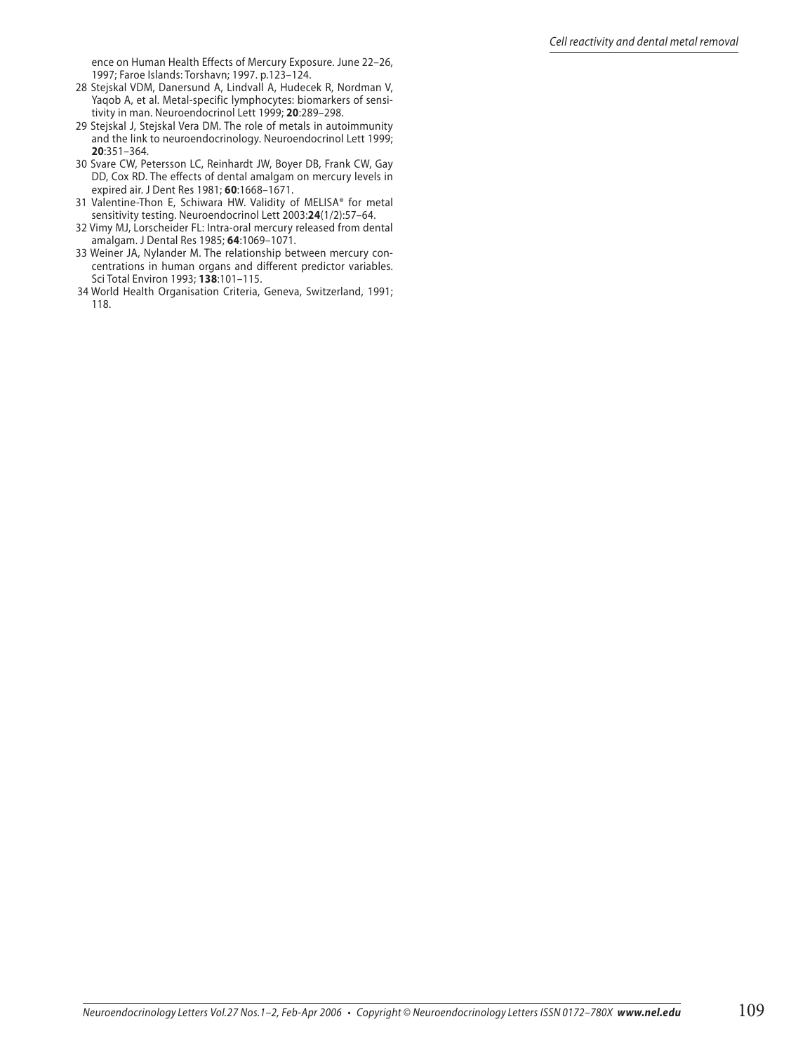ence on Human Health Effects of Mercury Exposure. June 22–26, 1997; Faroe Islands: Torshavn; 1997. p.123–124.

28 Stejskal VDM, Danersund A, Lindvall A, Hudecek R, Nordman V, Yaqob A, et al. Metal-specific lymphocytes: biomarkers of sensitivity in man. Neuroendocrinol Lett 1999; **20**:289–298.

29 Stejskal J, Stejskal Vera DM. The role of metals in autoimmunity and the link to neuroendocrinology. Neuroendocrinol Lett 1999; **20**:351–364.

30 Svare CW, Petersson LC, Reinhardt JW, Boyer DB, Frank CW, Gay DD, Cox RD. The effects of dental amalgam on mercury levels in expired air. J Dent Res 1981; **60**:1668–1671.

31 Valentine-Thon E, Schiwara HW. Validity of MELISA® for metal sensitivity testing. Neuroendocrinol Lett 2003:**24**(1/2):57–64.

32 Vimy MJ, Lorscheider FL: Intra-oral mercury released from dental amalgam. J Dental Res 1985; **64**:1069–1071.

33 Weiner JA, Nylander M. The relationship between mercury concentrations in human organs and different predictor variables. Sci Total Environ 1993; **138**:101–115.

34 World Health Organisation Criteria, Geneva, Switzerland, 1991; 118.